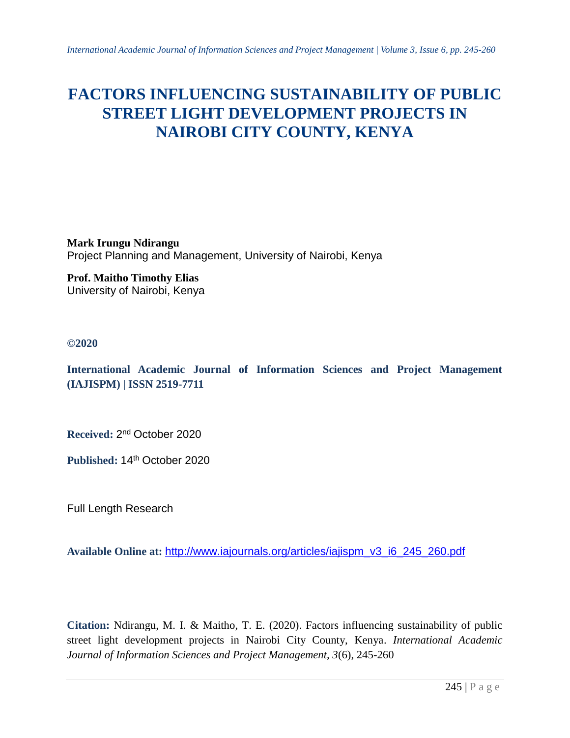# FACTORS INFLUENCING SUSTAINABILITY OF PUBLIC STREET LIGHT DEVELOPMENT PROJECTS IN NAIROBI CITY COUNTY, KENYA

**Mark Irungu Ndirangu**
Project Planning and Management, University of Nairobi, Kenya

**Prof. Maitho Timothy Elias**
University of Nairobi, Kenya

**©2020**

**International Academic Journal of Information Sciences and Project Management (IAJISPM) | ISSN 2519-7711**

**Received:** 2nd October 2020

**Published:** 14th October 2020

Full Length Research

**Available Online at:** http://www.iajournals.org/articles/iajispm_v3_i6_245_260.pdf

**Citation:** Ndirangu, M. I. & Maitho, T. E. (2020). Factors influencing sustainability of public street light development projects in Nairobi City County, Kenya. *International Academic Journal of Information Sciences and Project Management, 3*(6), 245-260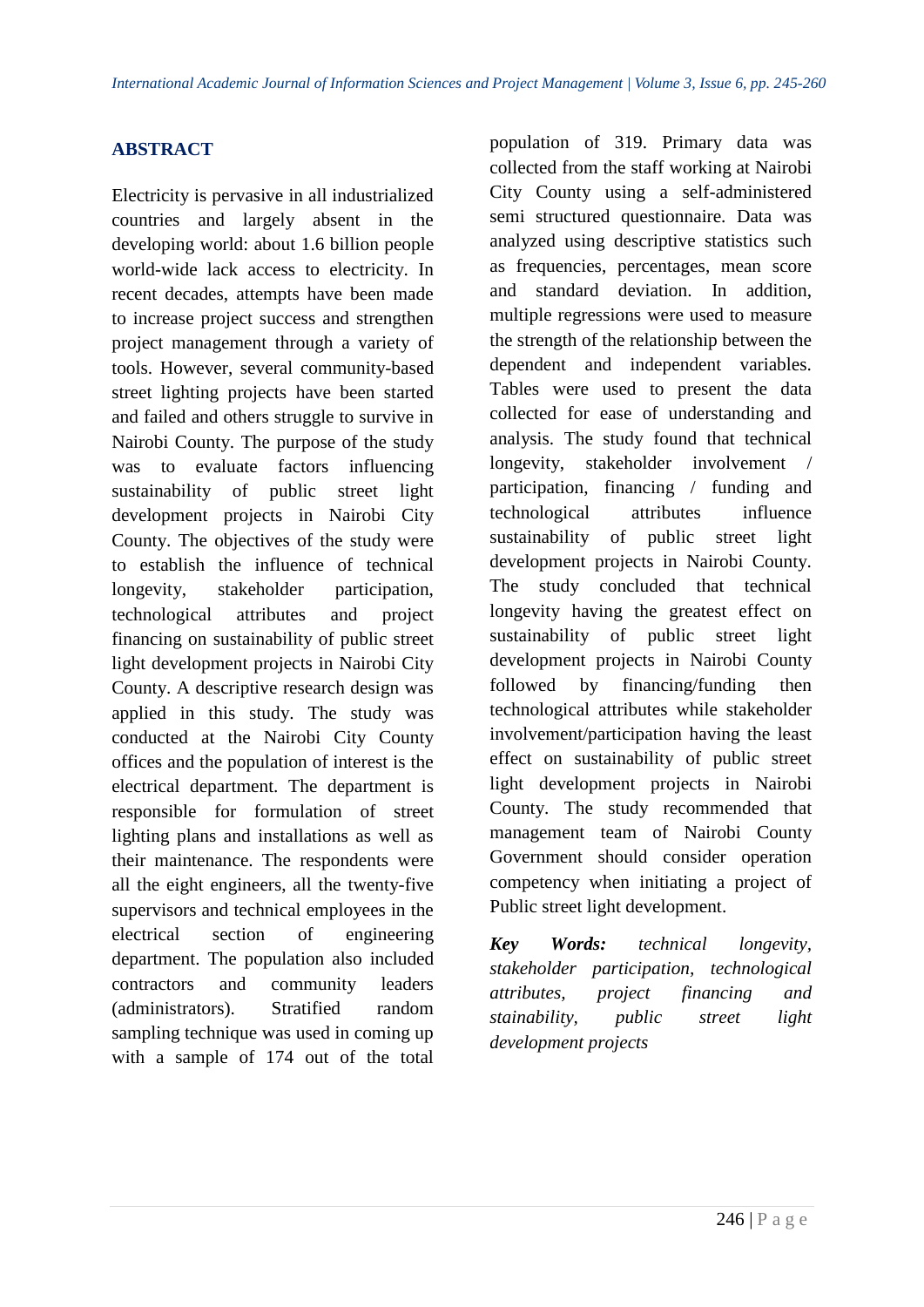## ABSTRACT

Electricity is pervasive in all industrialized countries and largely absent in the developing world: about 1.6 billion people world-wide lack access to electricity. In recent decades, attempts have been made to increase project success and strengthen project management through a variety of tools. However, several community-based street lighting projects have been started and failed and others struggle to survive in Nairobi County. The purpose of the study was to evaluate factors influencing sustainability of public street light development projects in Nairobi City County. The objectives of the study were to establish the influence of technical longevity, stakeholder participation, technological attributes and project financing on sustainability of public street light development projects in Nairobi City County. A descriptive research design was applied in this study. The study was conducted at the Nairobi City County offices and the population of interest is the electrical department. The department is responsible for formulation of street lighting plans and installations as well as their maintenance. The respondents were all the eight engineers, all the twenty-five supervisors and technical employees in the electrical section of engineering department. The population also included contractors and community leaders (administrators). Stratified random sampling technique was used in coming up with a sample of 174 out of the total population of 319. Primary data was collected from the staff working at Nairobi City County using a self-administered semi structured questionnaire. Data was analyzed using descriptive statistics such as frequencies, percentages, mean score and standard deviation. In addition, multiple regressions were used to measure the strength of the relationship between the dependent and independent variables. Tables were used to present the data collected for ease of understanding and analysis. The study found that technical longevity, stakeholder involvement / participation, financing / funding and technological attributes influence sustainability of public street light development projects in Nairobi County. The study concluded that technical longevity having the greatest effect on sustainability of public street light development projects in Nairobi County followed by financing/funding then technological attributes while stakeholder involvement/participation having the least effect on sustainability of public street light development projects in Nairobi County. The study recommended that management team of Nairobi County Government should consider operation competency when initiating a project of Public street light development.

***Key Words:*** *technical longevity, stakeholder participation, technological attributes, project financing and stainability, public street light development projects*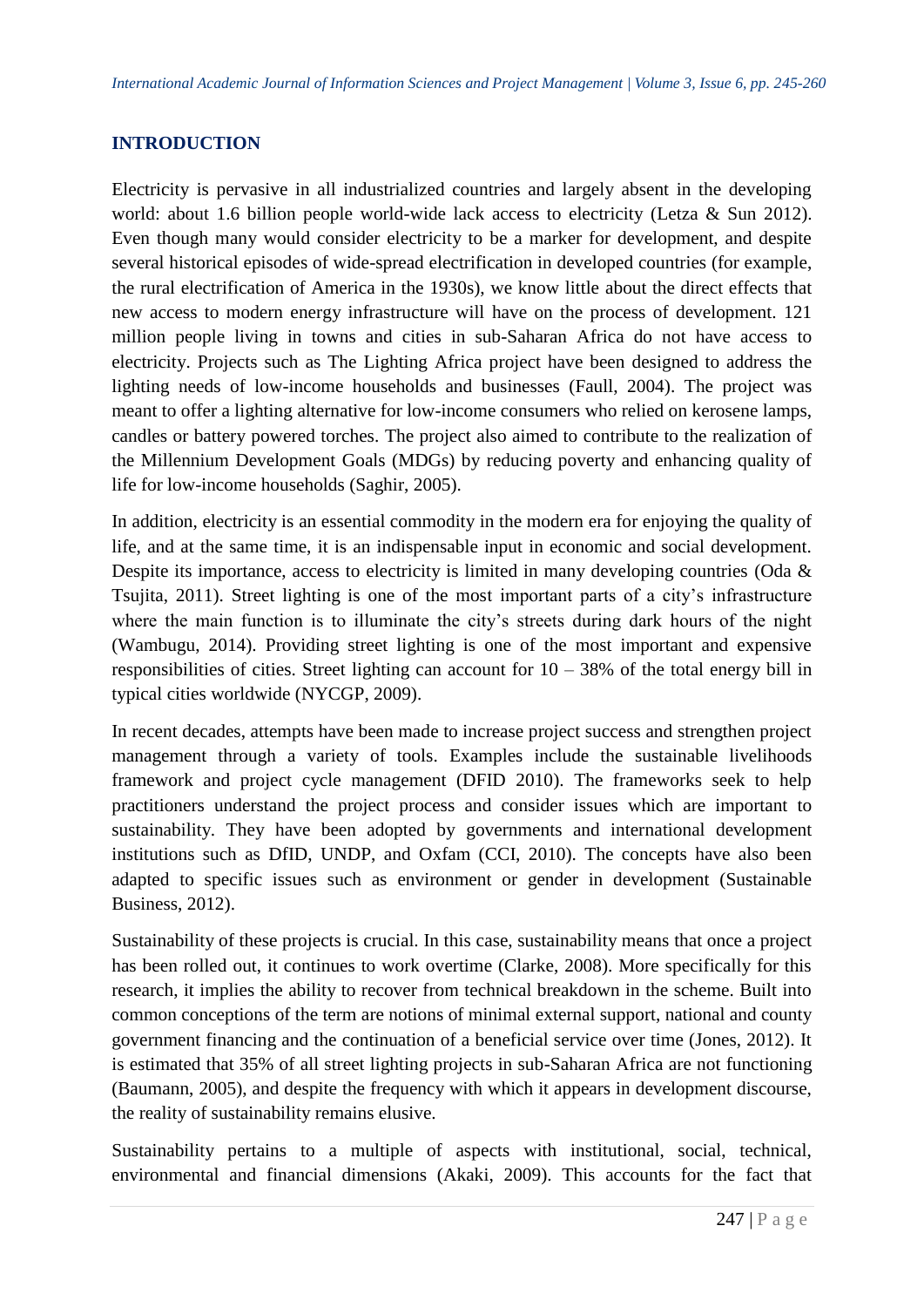## INTRODUCTION

Electricity is pervasive in all industrialized countries and largely absent in the developing world: about 1.6 billion people world-wide lack access to electricity (Letza & Sun 2012). Even though many would consider electricity to be a marker for development, and despite several historical episodes of wide-spread electrification in developed countries (for example, the rural electrification of America in the 1930s), we know little about the direct effects that new access to modern energy infrastructure will have on the process of development. 121 million people living in towns and cities in sub-Saharan Africa do not have access to electricity. Projects such as The Lighting Africa project have been designed to address the lighting needs of low-income households and businesses (Faull, 2004). The project was meant to offer a lighting alternative for low-income consumers who relied on kerosene lamps, candles or battery powered torches. The project also aimed to contribute to the realization of the Millennium Development Goals (MDGs) by reducing poverty and enhancing quality of life for low-income households (Saghir, 2005).

In addition, electricity is an essential commodity in the modern era for enjoying the quality of life, and at the same time, it is an indispensable input in economic and social development. Despite its importance, access to electricity is limited in many developing countries (Oda & Tsujita, 2011). Street lighting is one of the most important parts of a city's infrastructure where the main function is to illuminate the city's streets during dark hours of the night (Wambugu, 2014). Providing street lighting is one of the most important and expensive responsibilities of cities. Street lighting can account for 10 – 38% of the total energy bill in typical cities worldwide (NYCGP, 2009).

In recent decades, attempts have been made to increase project success and strengthen project management through a variety of tools. Examples include the sustainable livelihoods framework and project cycle management (DFID 2010). The frameworks seek to help practitioners understand the project process and consider issues which are important to sustainability. They have been adopted by governments and international development institutions such as DfID, UNDP, and Oxfam (CCI, 2010). The concepts have also been adapted to specific issues such as environment or gender in development (Sustainable Business, 2012).

Sustainability of these projects is crucial. In this case, sustainability means that once a project has been rolled out, it continues to work overtime (Clarke, 2008). More specifically for this research, it implies the ability to recover from technical breakdown in the scheme. Built into common conceptions of the term are notions of minimal external support, national and county government financing and the continuation of a beneficial service over time (Jones, 2012). It is estimated that 35% of all street lighting projects in sub-Saharan Africa are not functioning (Baumann, 2005), and despite the frequency with which it appears in development discourse, the reality of sustainability remains elusive.

Sustainability pertains to a multiple of aspects with institutional, social, technical, environmental and financial dimensions (Akaki, 2009). This accounts for the fact that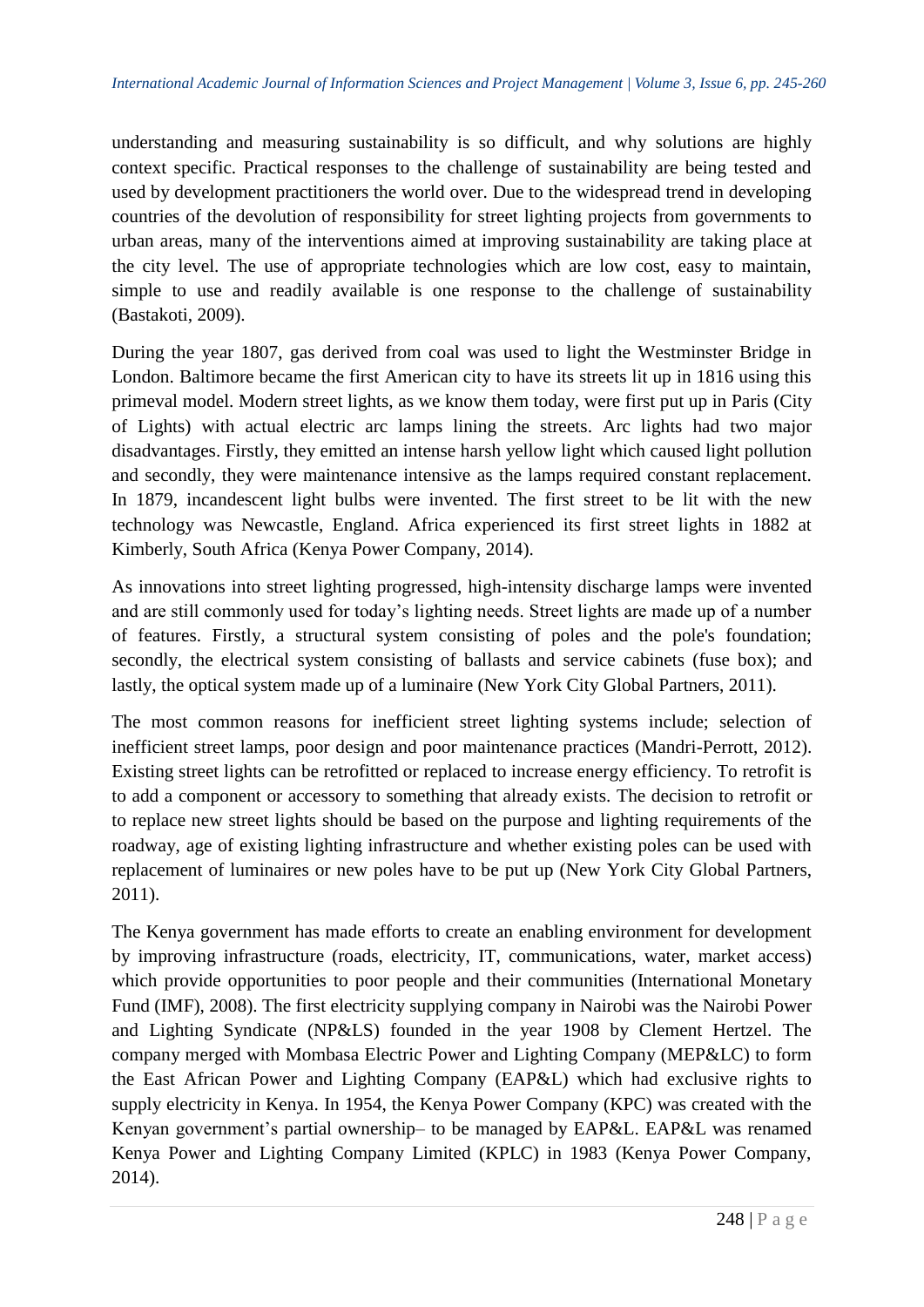understanding and measuring sustainability is so difficult, and why solutions are highly context specific. Practical responses to the challenge of sustainability are being tested and used by development practitioners the world over. Due to the widespread trend in developing countries of the devolution of responsibility for street lighting projects from governments to urban areas, many of the interventions aimed at improving sustainability are taking place at the city level. The use of appropriate technologies which are low cost, easy to maintain, simple to use and readily available is one response to the challenge of sustainability (Bastakoti, 2009).

During the year 1807, gas derived from coal was used to light the Westminster Bridge in London. Baltimore became the first American city to have its streets lit up in 1816 using this primeval model. Modern street lights, as we know them today, were first put up in Paris (City of Lights) with actual electric arc lamps lining the streets. Arc lights had two major disadvantages. Firstly, they emitted an intense harsh yellow light which caused light pollution and secondly, they were maintenance intensive as the lamps required constant replacement. In 1879, incandescent light bulbs were invented. The first street to be lit with the new technology was Newcastle, England. Africa experienced its first street lights in 1882 at Kimberly, South Africa (Kenya Power Company, 2014).

As innovations into street lighting progressed, high-intensity discharge lamps were invented and are still commonly used for today's lighting needs. Street lights are made up of a number of features. Firstly, a structural system consisting of poles and the pole's foundation; secondly, the electrical system consisting of ballasts and service cabinets (fuse box); and lastly, the optical system made up of a luminaire (New York City Global Partners, 2011).

The most common reasons for inefficient street lighting systems include; selection of inefficient street lamps, poor design and poor maintenance practices (Mandri-Perrott, 2012). Existing street lights can be retrofitted or replaced to increase energy efficiency. To retrofit is to add a component or accessory to something that already exists. The decision to retrofit or to replace new street lights should be based on the purpose and lighting requirements of the roadway, age of existing lighting infrastructure and whether existing poles can be used with replacement of luminaires or new poles have to be put up (New York City Global Partners, 2011).

The Kenya government has made efforts to create an enabling environment for development by improving infrastructure (roads, electricity, IT, communications, water, market access) which provide opportunities to poor people and their communities (International Monetary Fund (IMF), 2008). The first electricity supplying company in Nairobi was the Nairobi Power and Lighting Syndicate (NP&LS) founded in the year 1908 by Clement Hertzel. The company merged with Mombasa Electric Power and Lighting Company (MEP&LC) to form the East African Power and Lighting Company (EAP&L) which had exclusive rights to supply electricity in Kenya. In 1954, the Kenya Power Company (KPC) was created with the Kenyan government's partial ownership– to be managed by EAP&L. EAP&L was renamed Kenya Power and Lighting Company Limited (KPLC) in 1983 (Kenya Power Company, 2014).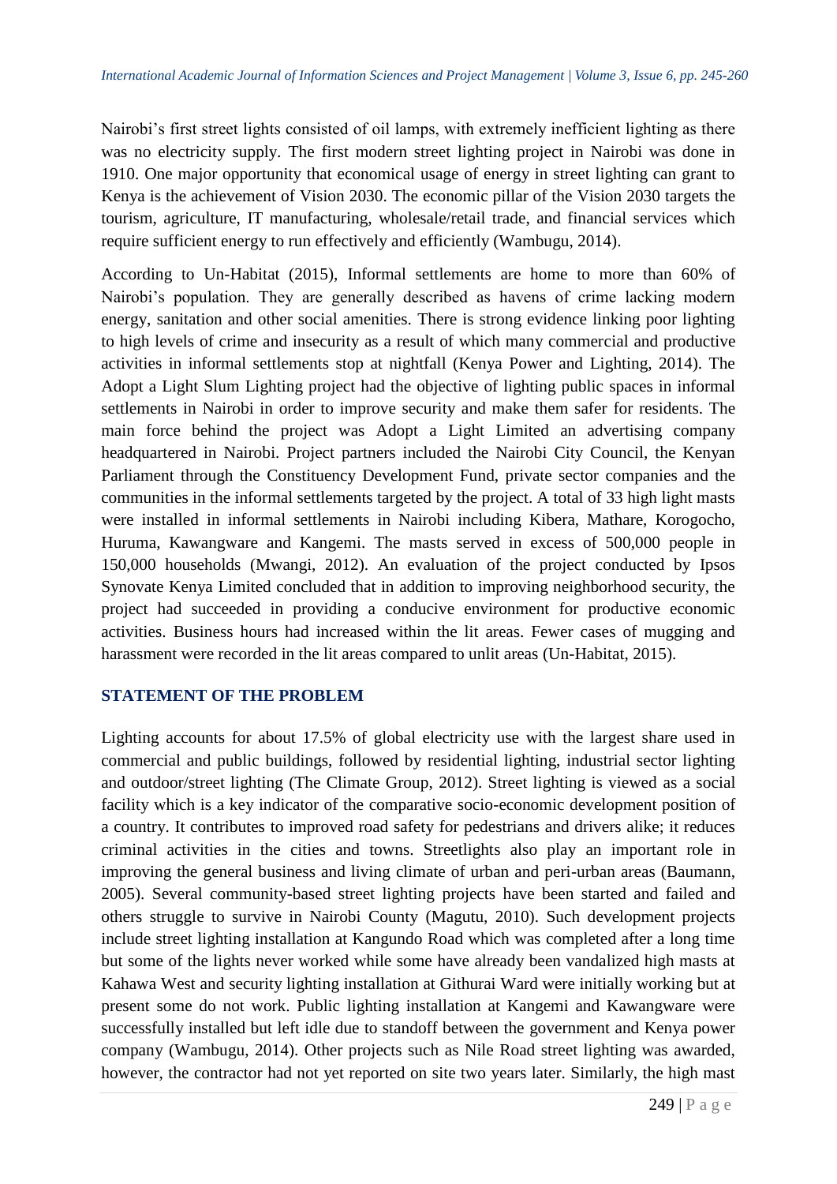Nairobi's first street lights consisted of oil lamps, with extremely inefficient lighting as there was no electricity supply. The first modern street lighting project in Nairobi was done in 1910. One major opportunity that economical usage of energy in street lighting can grant to Kenya is the achievement of Vision 2030. The economic pillar of the Vision 2030 targets the tourism, agriculture, IT manufacturing, wholesale/retail trade, and financial services which require sufficient energy to run effectively and efficiently (Wambugu, 2014).

According to Un-Habitat (2015), Informal settlements are home to more than 60% of Nairobi's population. They are generally described as havens of crime lacking modern energy, sanitation and other social amenities. There is strong evidence linking poor lighting to high levels of crime and insecurity as a result of which many commercial and productive activities in informal settlements stop at nightfall (Kenya Power and Lighting, 2014). The Adopt a Light Slum Lighting project had the objective of lighting public spaces in informal settlements in Nairobi in order to improve security and make them safer for residents. The main force behind the project was Adopt a Light Limited an advertising company headquartered in Nairobi. Project partners included the Nairobi City Council, the Kenyan Parliament through the Constituency Development Fund, private sector companies and the communities in the informal settlements targeted by the project. A total of 33 high light masts were installed in informal settlements in Nairobi including Kibera, Mathare, Korogocho, Huruma, Kawangware and Kangemi. The masts served in excess of 500,000 people in 150,000 households (Mwangi, 2012). An evaluation of the project conducted by Ipsos Synovate Kenya Limited concluded that in addition to improving neighborhood security, the project had succeeded in providing a conducive environment for productive economic activities. Business hours had increased within the lit areas. Fewer cases of mugging and harassment were recorded in the lit areas compared to unlit areas (Un-Habitat, 2015).

## STATEMENT OF THE PROBLEM

Lighting accounts for about 17.5% of global electricity use with the largest share used in commercial and public buildings, followed by residential lighting, industrial sector lighting and outdoor/street lighting (The Climate Group, 2012). Street lighting is viewed as a social facility which is a key indicator of the comparative socio-economic development position of a country. It contributes to improved road safety for pedestrians and drivers alike; it reduces criminal activities in the cities and towns. Streetlights also play an important role in improving the general business and living climate of urban and peri-urban areas (Baumann, 2005). Several community-based street lighting projects have been started and failed and others struggle to survive in Nairobi County (Magutu, 2010). Such development projects include street lighting installation at Kangundo Road which was completed after a long time but some of the lights never worked while some have already been vandalized high masts at Kahawa West and security lighting installation at Githurai Ward were initially working but at present some do not work. Public lighting installation at Kangemi and Kawangware were successfully installed but left idle due to standoff between the government and Kenya power company (Wambugu, 2014). Other projects such as Nile Road street lighting was awarded, however, the contractor had not yet reported on site two years later. Similarly, the high mast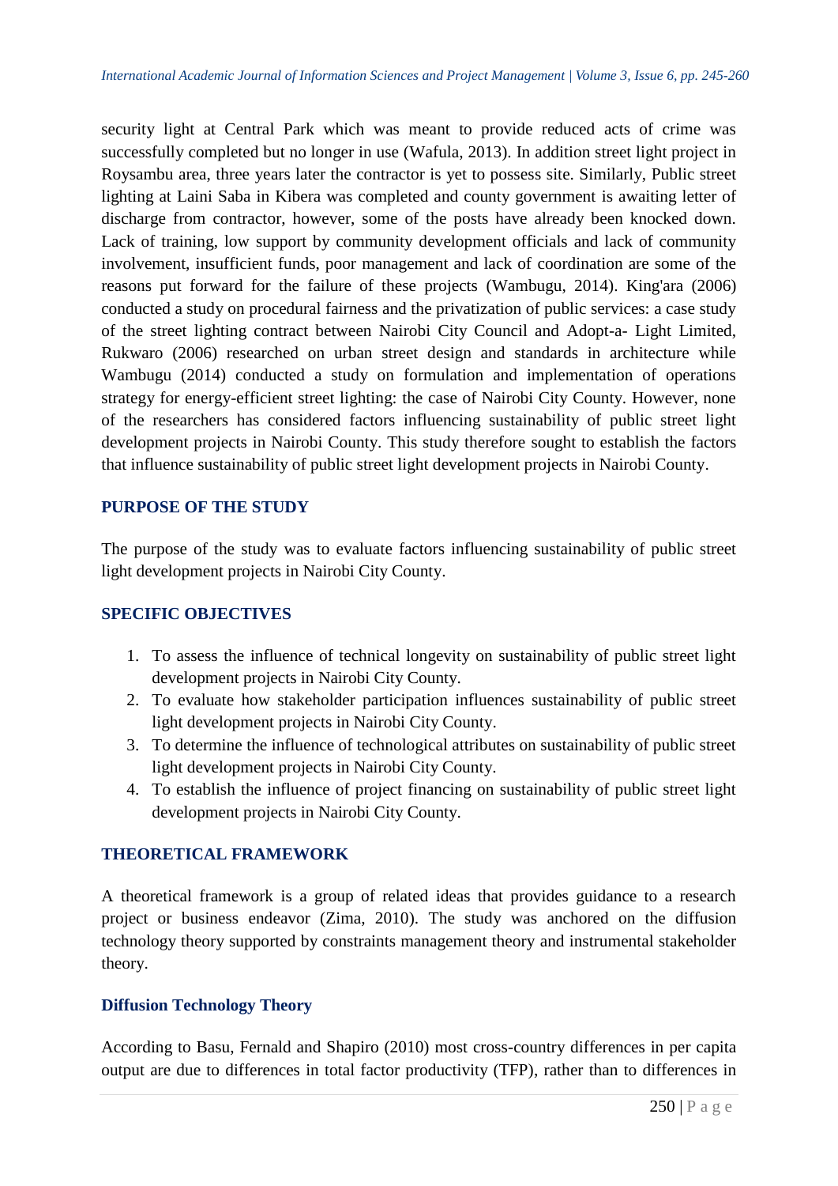security light at Central Park which was meant to provide reduced acts of crime was successfully completed but no longer in use (Wafula, 2013). In addition street light project in Roysambu area, three years later the contractor is yet to possess site. Similarly, Public street lighting at Laini Saba in Kibera was completed and county government is awaiting letter of discharge from contractor, however, some of the posts have already been knocked down. Lack of training, low support by community development officials and lack of community involvement, insufficient funds, poor management and lack of coordination are some of the reasons put forward for the failure of these projects (Wambugu, 2014). King'ara (2006) conducted a study on procedural fairness and the privatization of public services: a case study of the street lighting contract between Nairobi City Council and Adopt-a- Light Limited, Rukwaro (2006) researched on urban street design and standards in architecture while Wambugu (2014) conducted a study on formulation and implementation of operations strategy for energy-efficient street lighting: the case of Nairobi City County. However, none of the researchers has considered factors influencing sustainability of public street light development projects in Nairobi County. This study therefore sought to establish the factors that influence sustainability of public street light development projects in Nairobi County.

## PURPOSE OF THE STUDY

The purpose of the study was to evaluate factors influencing sustainability of public street light development projects in Nairobi City County.

## SPECIFIC OBJECTIVES

1. To assess the influence of technical longevity on sustainability of public street light development projects in Nairobi City County.
2. To evaluate how stakeholder participation influences sustainability of public street light development projects in Nairobi City County.
3. To determine the influence of technological attributes on sustainability of public street light development projects in Nairobi City County.
4. To establish the influence of project financing on sustainability of public street light development projects in Nairobi City County.

## THEORETICAL FRAMEWORK

A theoretical framework is a group of related ideas that provides guidance to a research project or business endeavor (Zima, 2010). The study was anchored on the diffusion technology theory supported by constraints management theory and instrumental stakeholder theory.

### Diffusion Technology Theory

According to Basu, Fernald and Shapiro (2010) most cross-country differences in per capita output are due to differences in total factor productivity (TFP), rather than to differences in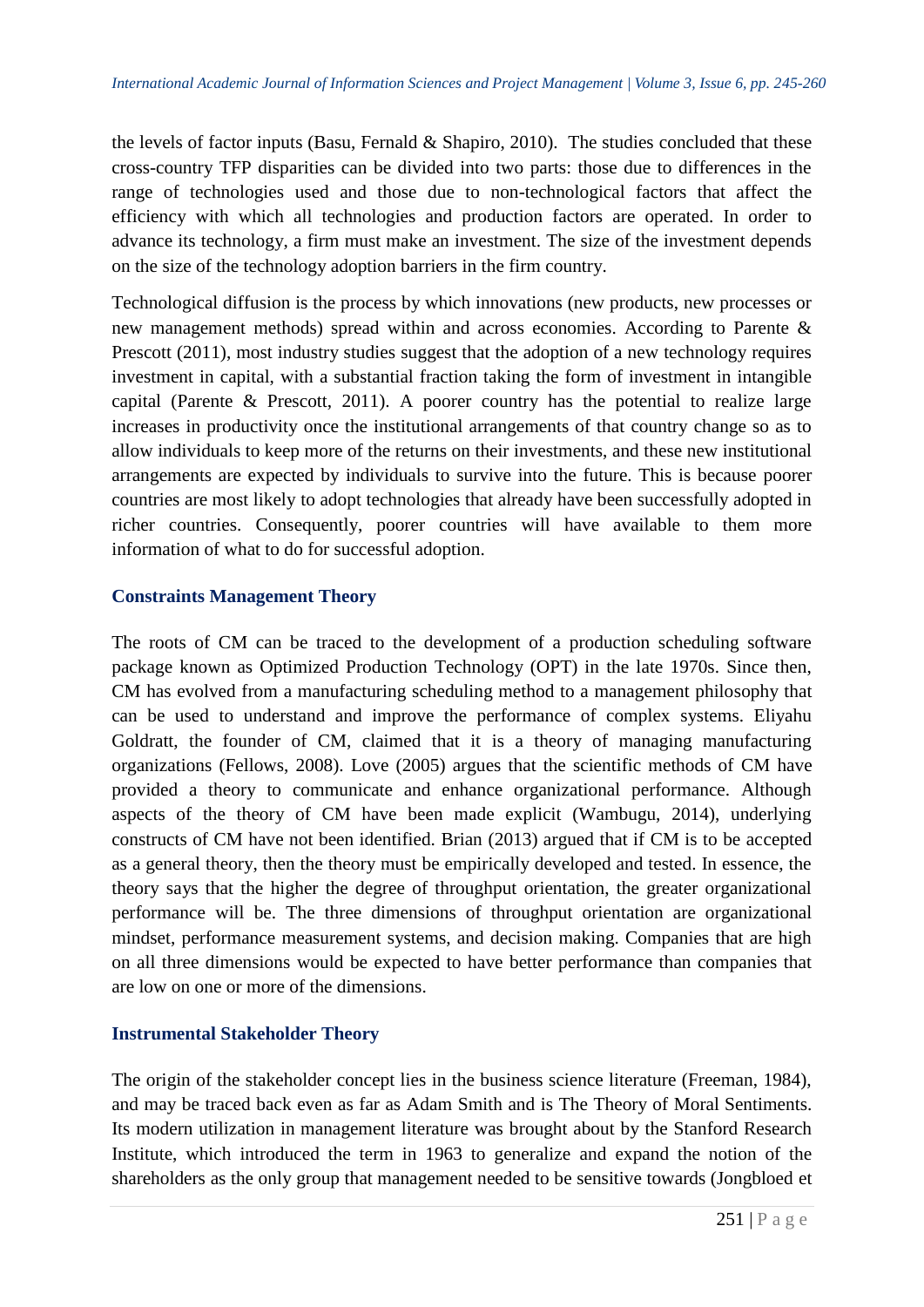the levels of factor inputs (Basu, Fernald & Shapiro, 2010). The studies concluded that these cross-country TFP disparities can be divided into two parts: those due to differences in the range of technologies used and those due to non-technological factors that affect the efficiency with which all technologies and production factors are operated. In order to advance its technology, a firm must make an investment. The size of the investment depends on the size of the technology adoption barriers in the firm country.

Technological diffusion is the process by which innovations (new products, new processes or new management methods) spread within and across economies. According to Parente & Prescott (2011), most industry studies suggest that the adoption of a new technology requires investment in capital, with a substantial fraction taking the form of investment in intangible capital (Parente & Prescott, 2011). A poorer country has the potential to realize large increases in productivity once the institutional arrangements of that country change so as to allow individuals to keep more of the returns on their investments, and these new institutional arrangements are expected by individuals to survive into the future. This is because poorer countries are most likely to adopt technologies that already have been successfully adopted in richer countries. Consequently, poorer countries will have available to them more information of what to do for successful adoption.

### Constraints Management Theory

The roots of CM can be traced to the development of a production scheduling software package known as Optimized Production Technology (OPT) in the late 1970s. Since then, CM has evolved from a manufacturing scheduling method to a management philosophy that can be used to understand and improve the performance of complex systems. Eliyahu Goldratt, the founder of CM, claimed that it is a theory of managing manufacturing organizations (Fellows, 2008). Love (2005) argues that the scientific methods of CM have provided a theory to communicate and enhance organizational performance. Although aspects of the theory of CM have been made explicit (Wambugu, 2014), underlying constructs of CM have not been identified. Brian (2013) argued that if CM is to be accepted as a general theory, then the theory must be empirically developed and tested. In essence, the theory says that the higher the degree of throughput orientation, the greater organizational performance will be. The three dimensions of throughput orientation are organizational mindset, performance measurement systems, and decision making. Companies that are high on all three dimensions would be expected to have better performance than companies that are low on one or more of the dimensions.

### Instrumental Stakeholder Theory

The origin of the stakeholder concept lies in the business science literature (Freeman, 1984), and may be traced back even as far as Adam Smith and is The Theory of Moral Sentiments. Its modern utilization in management literature was brought about by the Stanford Research Institute, which introduced the term in 1963 to generalize and expand the notion of the shareholders as the only group that management needed to be sensitive towards (Jongbloed et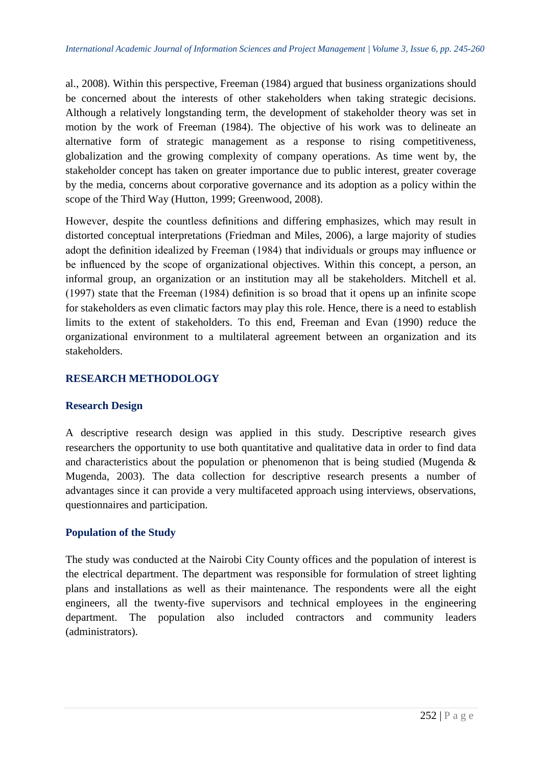al., 2008). Within this perspective, Freeman (1984) argued that business organizations should be concerned about the interests of other stakeholders when taking strategic decisions. Although a relatively longstanding term, the development of stakeholder theory was set in motion by the work of Freeman (1984). The objective of his work was to delineate an alternative form of strategic management as a response to rising competitiveness, globalization and the growing complexity of company operations. As time went by, the stakeholder concept has taken on greater importance due to public interest, greater coverage by the media, concerns about corporative governance and its adoption as a policy within the scope of the Third Way (Hutton, 1999; Greenwood, 2008).

However, despite the countless definitions and differing emphasizes, which may result in distorted conceptual interpretations (Friedman and Miles, 2006), a large majority of studies adopt the definition idealized by Freeman (1984) that individuals or groups may influence or be influenced by the scope of organizational objectives. Within this concept, a person, an informal group, an organization or an institution may all be stakeholders. Mitchell et al. (1997) state that the Freeman (1984) definition is so broad that it opens up an infinite scope for stakeholders as even climatic factors may play this role. Hence, there is a need to establish limits to the extent of stakeholders. To this end, Freeman and Evan (1990) reduce the organizational environment to a multilateral agreement between an organization and its stakeholders.

## RESEARCH METHODOLOGY

### Research Design

A descriptive research design was applied in this study. Descriptive research gives researchers the opportunity to use both quantitative and qualitative data in order to find data and characteristics about the population or phenomenon that is being studied (Mugenda & Mugenda, 2003). The data collection for descriptive research presents a number of advantages since it can provide a very multifaceted approach using interviews, observations, questionnaires and participation.

### Population of the Study

The study was conducted at the Nairobi City County offices and the population of interest is the electrical department. The department was responsible for formulation of street lighting plans and installations as well as their maintenance. The respondents were all the eight engineers, all the twenty-five supervisors and technical employees in the engineering department. The population also included contractors and community leaders (administrators).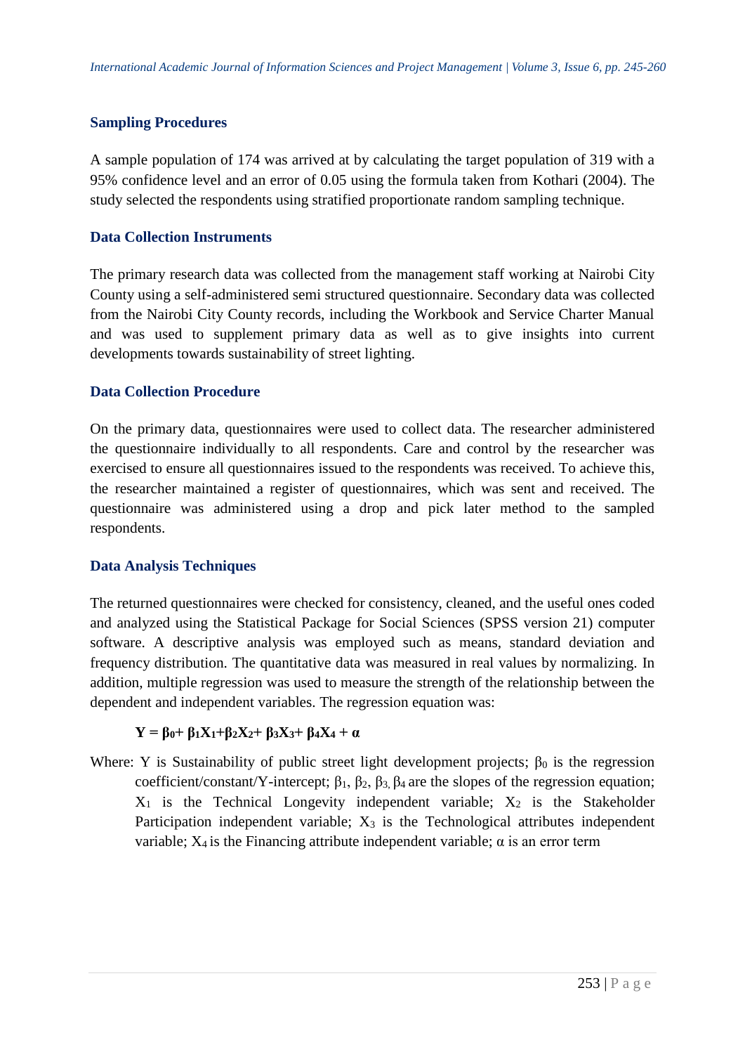### Sampling Procedures

A sample population of 174 was arrived at by calculating the target population of 319 with a 95% confidence level and an error of 0.05 using the formula taken from Kothari (2004). The study selected the respondents using stratified proportionate random sampling technique.

### Data Collection Instruments

The primary research data was collected from the management staff working at Nairobi City County using a self-administered semi structured questionnaire. Secondary data was collected from the Nairobi City County records, including the Workbook and Service Charter Manual and was used to supplement primary data as well as to give insights into current developments towards sustainability of street lighting.

### Data Collection Procedure

On the primary data, questionnaires were used to collect data. The researcher administered the questionnaire individually to all respondents. Care and control by the researcher was exercised to ensure all questionnaires issued to the respondents was received. To achieve this, the researcher maintained a register of questionnaires, which was sent and received. The questionnaire was administered using a drop and pick later method to the sampled respondents.

### Data Analysis Techniques

The returned questionnaires were checked for consistency, cleaned, and the useful ones coded and analyzed using the Statistical Package for Social Sciences (SPSS version 21) computer software. A descriptive analysis was employed such as means, standard deviation and frequency distribution. The quantitative data was measured in real values by normalizing. In addition, multiple regression was used to measure the strength of the relationship between the dependent and independent variables. The regression equation was:

$$\mathbf{Y = \beta_0 + \beta_1 X_1 + \beta_2 X_2 + \beta_3 X_3 + \beta_4 X_4 + \alpha}$$

Where: Y is Sustainability of public street light development projects; $\beta_0$ is the regression coefficient/constant/Y-intercept; $\beta_1$, $\beta_2$, $\beta_3$, $\beta_4$ are the slopes of the regression equation; $X_1$ is the Technical Longevity independent variable; $X_2$ is the Stakeholder Participation independent variable; $X_3$ is the Technological attributes independent variable; $X_4$ is the Financing attribute independent variable; $\alpha$ is an error term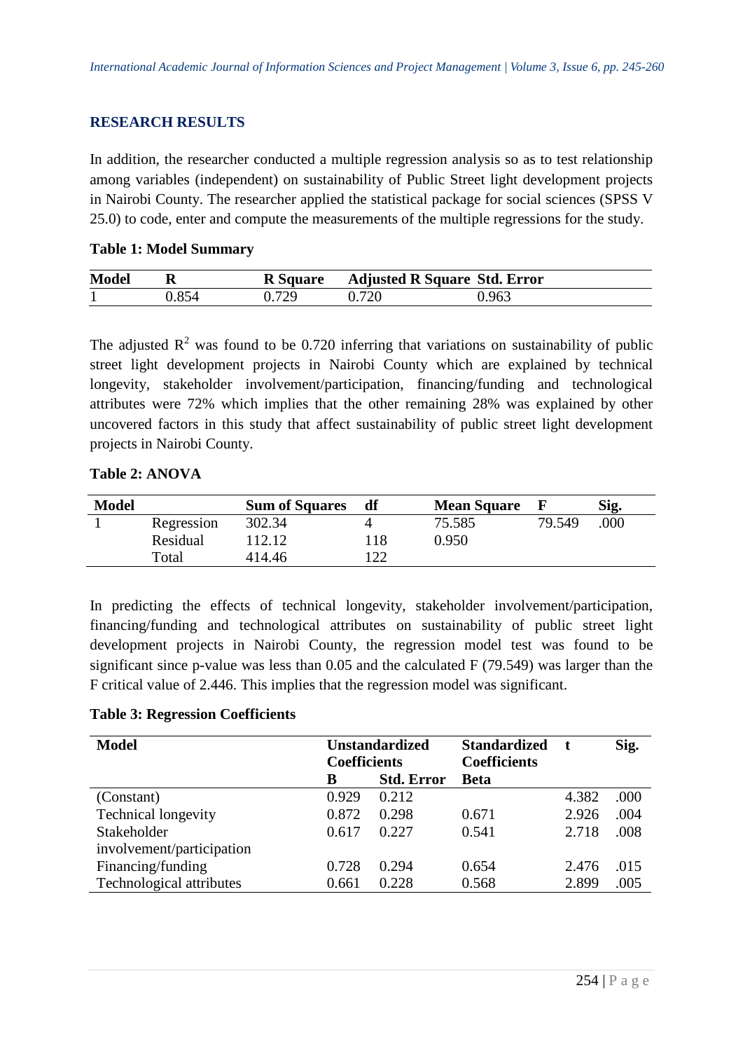## RESEARCH RESULTS

In addition, the researcher conducted a multiple regression analysis so as to test relationship among variables (independent) on sustainability of Public Street light development projects in Nairobi County. The researcher applied the statistical package for social sciences (SPSS V 25.0) to code, enter and compute the measurements of the multiple regressions for the study.

**Table 1: Model Summary**

| Model | R | R Square | Adjusted R Square | Std. Error |
|---|---|---|---|---|
| 1 | 0.854 | 0.729 | 0.720 | 0.963 |

The adjusted $R^2$ was found to be 0.720 inferring that variations on sustainability of public street light development projects in Nairobi County which are explained by technical longevity, stakeholder involvement/participation, financing/funding and technological attributes were 72% which implies that the other remaining 28% was explained by other uncovered factors in this study that affect sustainability of public street light development projects in Nairobi County.

**Table 2: ANOVA**

| Model | | Sum of Squares | df | Mean Square | F | Sig. |
|---|---|---|---|---|---|---|
| 1 | Regression | 302.34 | 4 | 75.585 | 79.549 | .000 |
| | Residual | 112.12 | 118 | 0.950 | | |
| | Total | 414.46 | 122 | | | |

In predicting the effects of technical longevity, stakeholder involvement/participation, financing/funding and technological attributes on sustainability of public street light development projects in Nairobi County, the regression model test was found to be significant since p-value was less than 0.05 and the calculated F (79.549) was larger than the F critical value of 2.446. This implies that the regression model was significant.

**Table 3: Regression Coefficients**

| Model | Unstandardized Coefficients | | Standardized Coefficients | t | Sig. |
|---|---|---|---|---|---|
| | B | Std. Error | Beta | | |
| (Constant) | 0.929 | 0.212 | | 4.382 | .000 |
| Technical longevity | 0.872 | 0.298 | 0.671 | 2.926 | .004 |
| Stakeholder involvement/participation | 0.617 | 0.227 | 0.541 | 2.718 | .008 |
| Financing/funding | 0.728 | 0.294 | 0.654 | 2.476 | .015 |
| Technological attributes | 0.661 | 0.228 | 0.568 | 2.899 | .005 |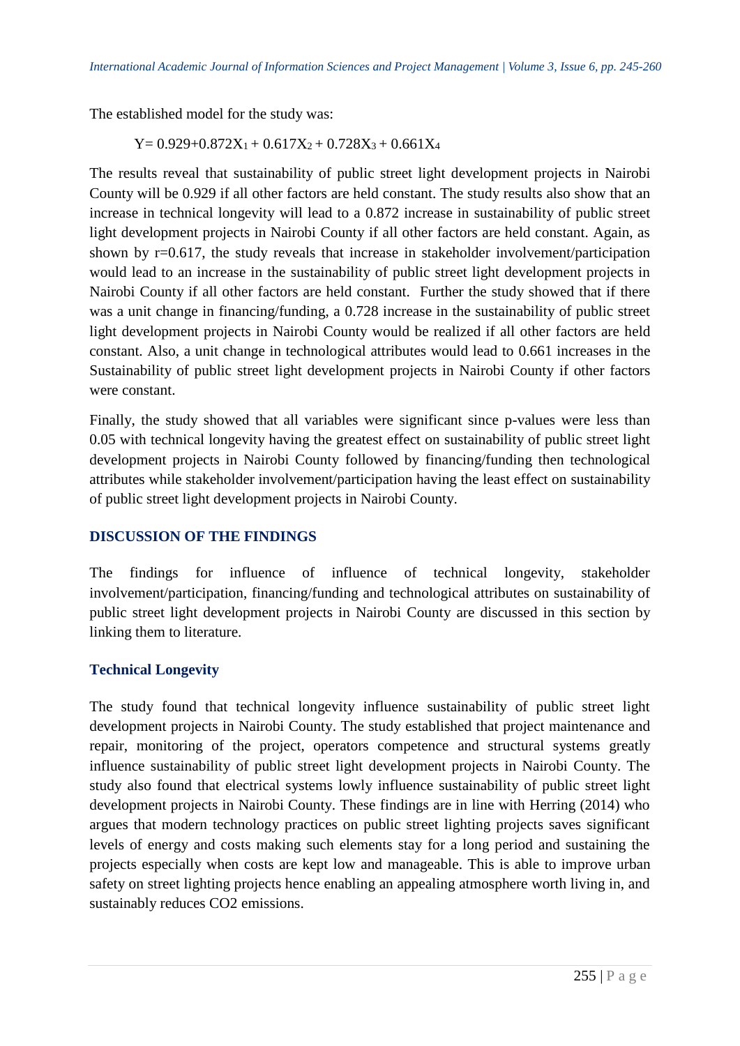The established model for the study was:

$$Y= 0.929+0.872X_1 + 0.617X_2 + 0.728X_3 + 0.661X_4$$

The results reveal that sustainability of public street light development projects in Nairobi County will be 0.929 if all other factors are held constant. The study results also show that an increase in technical longevity will lead to a 0.872 increase in sustainability of public street light development projects in Nairobi County if all other factors are held constant. Again, as shown by r=0.617, the study reveals that increase in stakeholder involvement/participation would lead to an increase in the sustainability of public street light development projects in Nairobi County if all other factors are held constant. Further the study showed that if there was a unit change in financing/funding, a 0.728 increase in the sustainability of public street light development projects in Nairobi County would be realized if all other factors are held constant. Also, a unit change in technological attributes would lead to 0.661 increases in the Sustainability of public street light development projects in Nairobi County if other factors were constant.

Finally, the study showed that all variables were significant since p-values were less than 0.05 with technical longevity having the greatest effect on sustainability of public street light development projects in Nairobi County followed by financing/funding then technological attributes while stakeholder involvement/participation having the least effect on sustainability of public street light development projects in Nairobi County.

## DISCUSSION OF THE FINDINGS

The findings for influence of influence of technical longevity, stakeholder involvement/participation, financing/funding and technological attributes on sustainability of public street light development projects in Nairobi County are discussed in this section by linking them to literature.

### Technical Longevity

The study found that technical longevity influence sustainability of public street light development projects in Nairobi County. The study established that project maintenance and repair, monitoring of the project, operators competence and structural systems greatly influence sustainability of public street light development projects in Nairobi County. The study also found that electrical systems lowly influence sustainability of public street light development projects in Nairobi County. These findings are in line with Herring (2014) who argues that modern technology practices on public street lighting projects saves significant levels of energy and costs making such elements stay for a long period and sustaining the projects especially when costs are kept low and manageable. This is able to improve urban safety on street lighting projects hence enabling an appealing atmosphere worth living in, and sustainably reduces $CO_2$ emissions.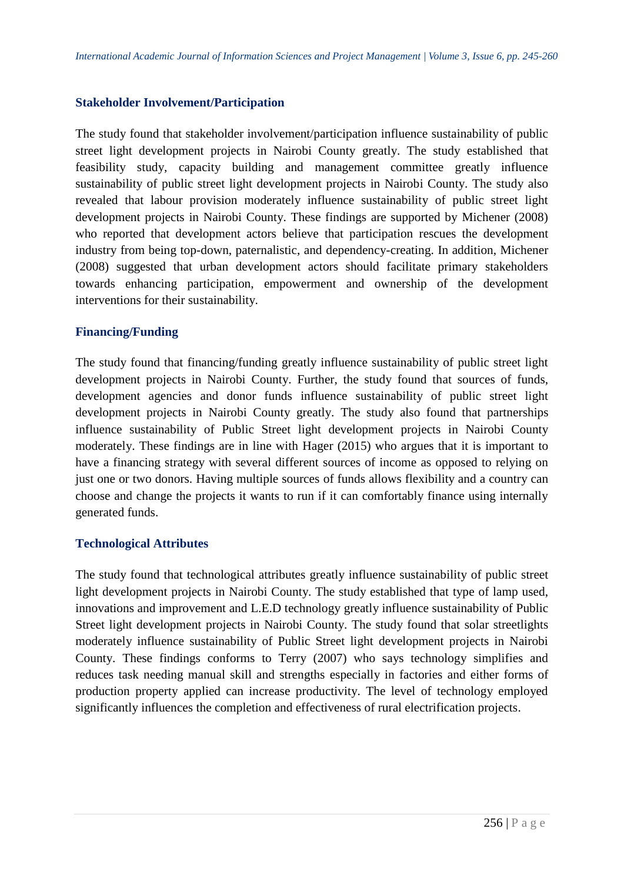### Stakeholder Involvement/Participation

The study found that stakeholder involvement/participation influence sustainability of public street light development projects in Nairobi County greatly. The study established that feasibility study, capacity building and management committee greatly influence sustainability of public street light development projects in Nairobi County. The study also revealed that labour provision moderately influence sustainability of public street light development projects in Nairobi County. These findings are supported by Michener (2008) who reported that development actors believe that participation rescues the development industry from being top-down, paternalistic, and dependency-creating. In addition, Michener (2008) suggested that urban development actors should facilitate primary stakeholders towards enhancing participation, empowerment and ownership of the development interventions for their sustainability.

### Financing/Funding

The study found that financing/funding greatly influence sustainability of public street light development projects in Nairobi County. Further, the study found that sources of funds, development agencies and donor funds influence sustainability of public street light development projects in Nairobi County greatly. The study also found that partnerships influence sustainability of Public Street light development projects in Nairobi County moderately. These findings are in line with Hager (2015) who argues that it is important to have a financing strategy with several different sources of income as opposed to relying on just one or two donors. Having multiple sources of funds allows flexibility and a country can choose and change the projects it wants to run if it can comfortably finance using internally generated funds.

### Technological Attributes

The study found that technological attributes greatly influence sustainability of public street light development projects in Nairobi County. The study established that type of lamp used, innovations and improvement and L.E.D technology greatly influence sustainability of Public Street light development projects in Nairobi County. The study found that solar streetlights moderately influence sustainability of Public Street light development projects in Nairobi County. These findings conforms to Terry (2007) who says technology simplifies and reduces task needing manual skill and strengths especially in factories and either forms of production property applied can increase productivity. The level of technology employed significantly influences the completion and effectiveness of rural electrification projects.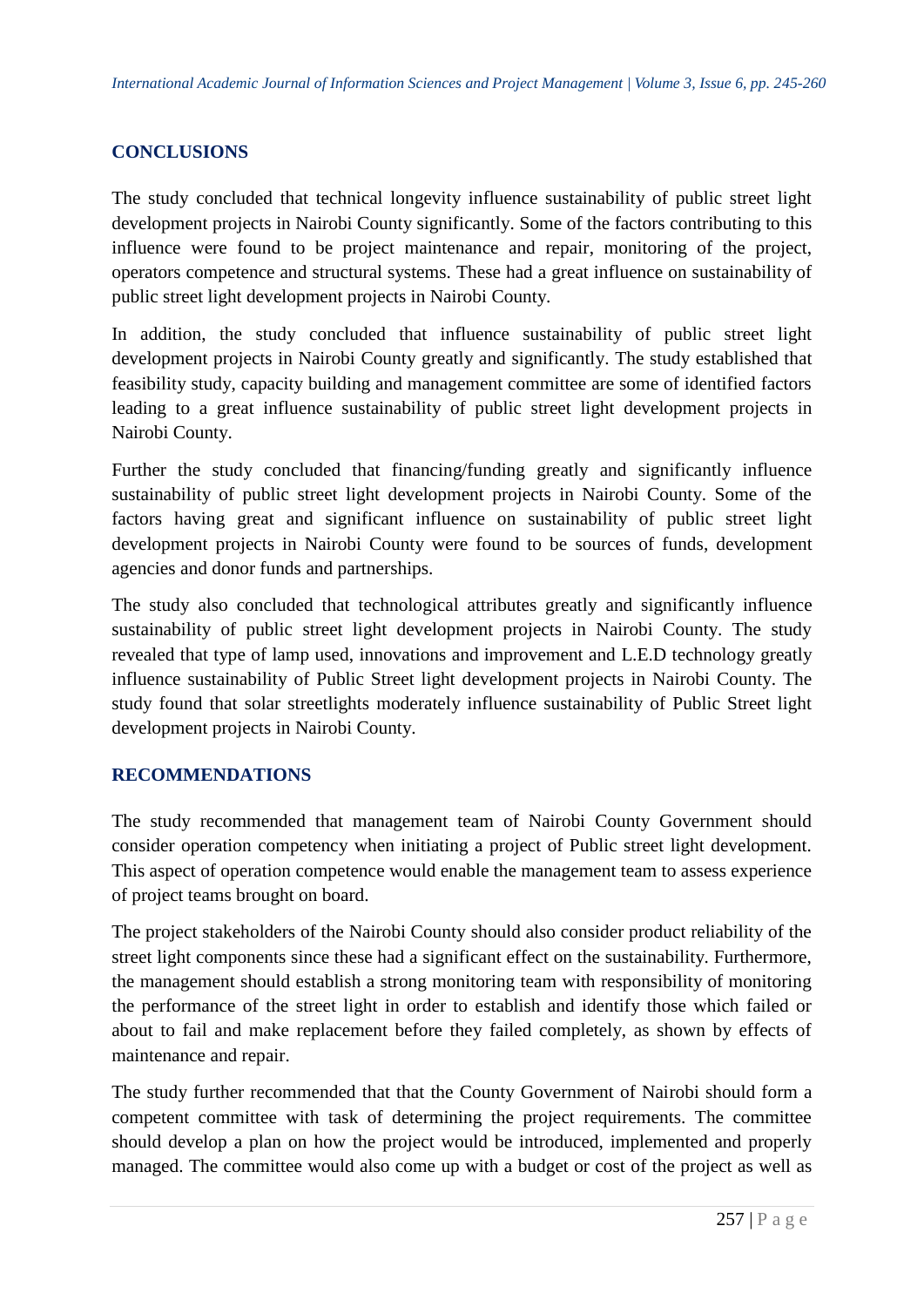## CONCLUSIONS

The study concluded that technical longevity influence sustainability of public street light development projects in Nairobi County significantly. Some of the factors contributing to this influence were found to be project maintenance and repair, monitoring of the project, operators competence and structural systems. These had a great influence on sustainability of public street light development projects in Nairobi County.

In addition, the study concluded that influence sustainability of public street light development projects in Nairobi County greatly and significantly. The study established that feasibility study, capacity building and management committee are some of identified factors leading to a great influence sustainability of public street light development projects in Nairobi County.

Further the study concluded that financing/funding greatly and significantly influence sustainability of public street light development projects in Nairobi County. Some of the factors having great and significant influence on sustainability of public street light development projects in Nairobi County were found to be sources of funds, development agencies and donor funds and partnerships.

The study also concluded that technological attributes greatly and significantly influence sustainability of public street light development projects in Nairobi County. The study revealed that type of lamp used, innovations and improvement and L.E.D technology greatly influence sustainability of Public Street light development projects in Nairobi County. The study found that solar streetlights moderately influence sustainability of Public Street light development projects in Nairobi County.

## RECOMMENDATIONS

The study recommended that management team of Nairobi County Government should consider operation competency when initiating a project of Public street light development. This aspect of operation competence would enable the management team to assess experience of project teams brought on board.

The project stakeholders of the Nairobi County should also consider product reliability of the street light components since these had a significant effect on the sustainability. Furthermore, the management should establish a strong monitoring team with responsibility of monitoring the performance of the street light in order to establish and identify those which failed or about to fail and make replacement before they failed completely, as shown by effects of maintenance and repair.

The study further recommended that that the County Government of Nairobi should form a competent committee with task of determining the project requirements. The committee should develop a plan on how the project would be introduced, implemented and properly managed. The committee would also come up with a budget or cost of the project as well as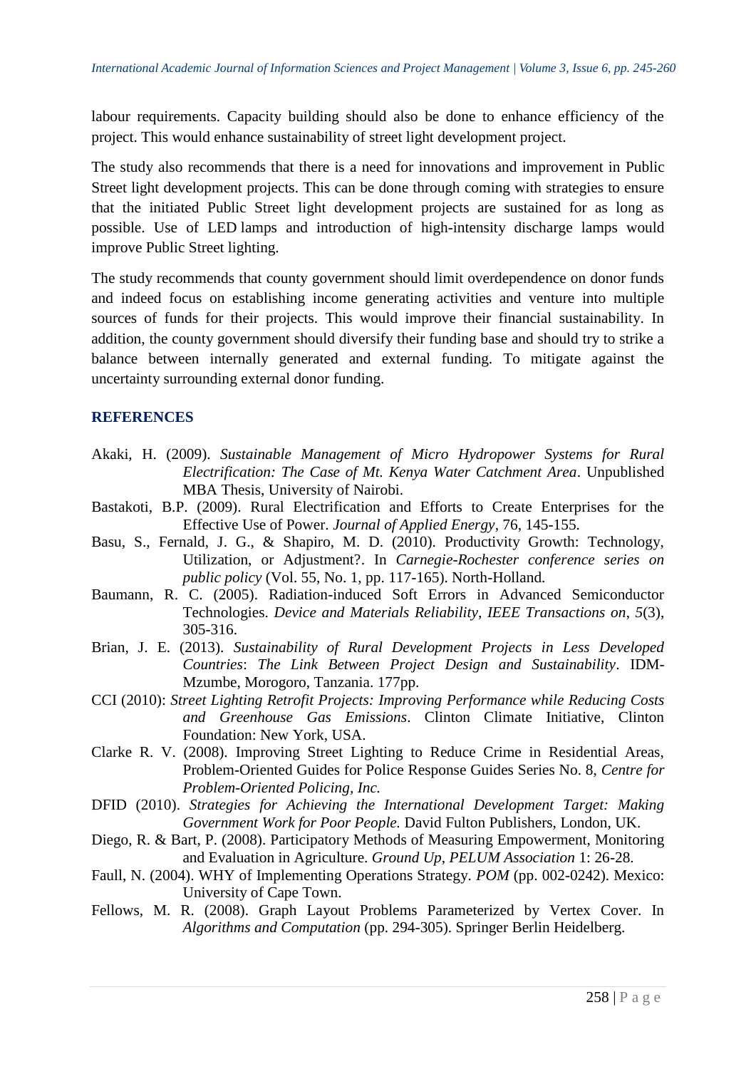labour requirements. Capacity building should also be done to enhance efficiency of the project. This would enhance sustainability of street light development project.

The study also recommends that there is a need for innovations and improvement in Public Street light development projects. This can be done through coming with strategies to ensure that the initiated Public Street light development projects are sustained for as long as possible. Use of LED lamps and introduction of high-intensity discharge lamps would improve Public Street lighting.

The study recommends that county government should limit overdependence on donor funds and indeed focus on establishing income generating activities and venture into multiple sources of funds for their projects. This would improve their financial sustainability. In addition, the county government should diversify their funding base and should try to strike a balance between internally generated and external funding. To mitigate against the uncertainty surrounding external donor funding.

## REFERENCES

Akaki, H. (2009). *Sustainable Management of Micro Hydropower Systems for Rural Electrification: The Case of Mt. Kenya Water Catchment Area*. Unpublished MBA Thesis, University of Nairobi.

Bastakoti, B.P. (2009). Rural Electrification and Efforts to Create Enterprises for the Effective Use of Power. *Journal of Applied Energy*, 76, 145-155.

Basu, S., Fernald, J. G., & Shapiro, M. D. (2010). Productivity Growth: Technology, Utilization, or Adjustment?. In *Carnegie-Rochester conference series on public policy* (Vol. 55, No. 1, pp. 117-165). North-Holland.

Baumann, R. C. (2005). Radiation-induced Soft Errors in Advanced Semiconductor Technologies. *Device and Materials Reliability, IEEE Transactions on*, *5*(3), 305-316.

Brian, J. E. (2013). *Sustainability of Rural Development Projects in Less Developed Countries*: *The Link Between Project Design and Sustainability*. IDM-Mzumbe, Morogoro, Tanzania. 177pp.

CCI (2010): *Street Lighting Retrofit Projects: Improving Performance while Reducing Costs and Greenhouse Gas Emissions*. Clinton Climate Initiative, Clinton Foundation: New York, USA.

Clarke R. V. (2008). Improving Street Lighting to Reduce Crime in Residential Areas, Problem-Oriented Guides for Police Response Guides Series No. 8, *Centre for Problem-Oriented Policing, Inc.*

DFID (2010). *Strategies for Achieving the International Development Target: Making Government Work for Poor People.* David Fulton Publishers, London, UK.

Diego, R. & Bart, P. (2008). Participatory Methods of Measuring Empowerment, Monitoring and Evaluation in Agriculture. *Ground Up*, *PELUM Association* 1: 26-28.

Faull, N. (2004). WHY of Implementing Operations Strategy. *POM* (pp. 002-0242). Mexico: University of Cape Town.

Fellows, M. R. (2008). Graph Layout Problems Parameterized by Vertex Cover. In *Algorithms and Computation* (pp. 294-305). Springer Berlin Heidelberg.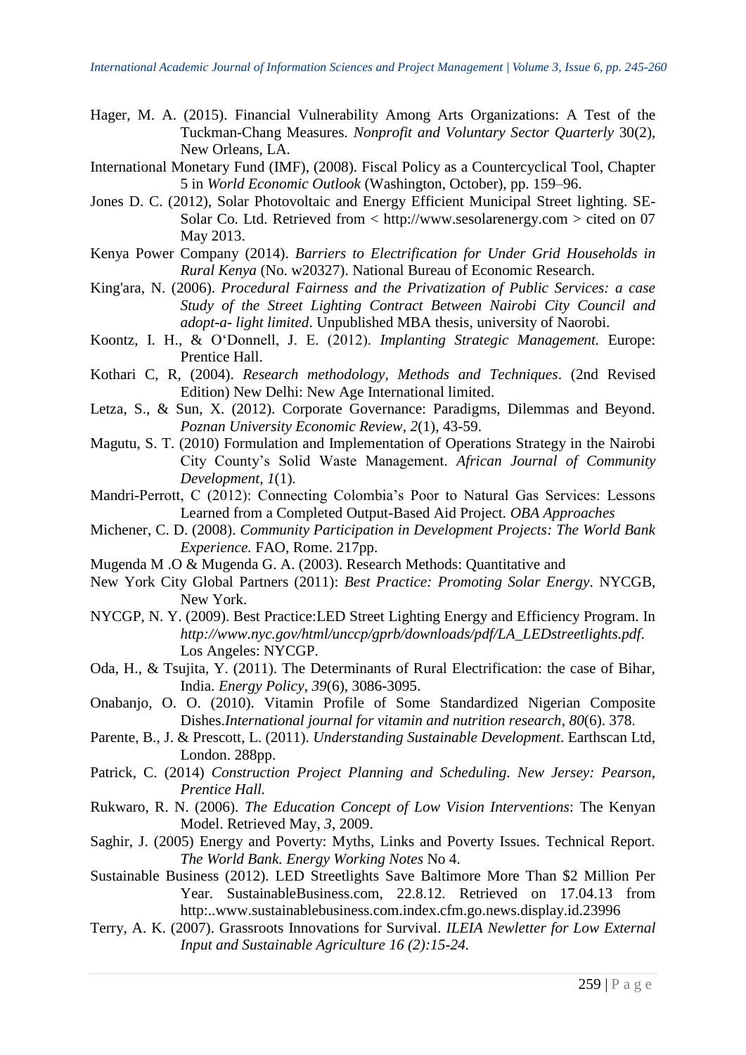Hager, M. A. (2015). Financial Vulnerability Among Arts Organizations: A Test of the Tuckman-Chang Measures. *Nonprofit and Voluntary Sector Quarterly* 30(2), New Orleans, LA.

International Monetary Fund (IMF), (2008). Fiscal Policy as a Countercyclical Tool, Chapter 5 in *World Economic Outlook* (Washington, October), pp. 159–96.

Jones D. C. (2012), Solar Photovoltaic and Energy Efficient Municipal Street lighting. SE-Solar Co. Ltd. Retrieved from < http://www.sesolarenergy.com > cited on 07 May 2013.

Kenya Power Company (2014). *Barriers to Electrification for Under Grid Households in Rural Kenya* (No. w20327). National Bureau of Economic Research.

King'ara, N. (2006). *Procedural Fairness and the Privatization of Public Services: a case Study of the Street Lighting Contract Between Nairobi City Council and adopt-a- light limited*. Unpublished MBA thesis, university of Naorobi.

Koontz, I. H., & O'Donnell, J. E. (2012). *Implanting Strategic Management.* Europe: Prentice Hall.

Kothari C, R, (2004). *Research methodology, Methods and Techniques*. (2nd Revised Edition) New Delhi: New Age International limited.

Letza, S., & Sun, X. (2012). Corporate Governance: Paradigms, Dilemmas and Beyond. *Poznan University Economic Review*, *2*(1), 43-59.

Magutu, S. T. (2010) Formulation and Implementation of Operations Strategy in the Nairobi City County's Solid Waste Management. *African Journal of Community Development*, *1*(1).

Mandri-Perrott, C (2012): Connecting Colombia's Poor to Natural Gas Services: Lessons Learned from a Completed Output-Based Aid Project. *OBA Approaches*

Michener, C. D. (2008). *Community Participation in Development Projects: The World Bank Experience.* FAO, Rome. 217pp.

Mugenda M .O & Mugenda G. A. (2003). Research Methods: Quantitative and

New York City Global Partners (2011): *Best Practice: Promoting Solar Energy*. NYCGB, New York.

NYCGP, N. Y. (2009). Best Practice:LED Street Lighting Energy and Efficiency Program. In *http://www.nyc.gov/html/unccp/gprb/downloads/pdf/LA_LEDstreetlights.pdf*. Los Angeles: NYCGP.

Oda, H., & Tsujita, Y. (2011). The Determinants of Rural Electrification: the case of Bihar, India. *Energy Policy*, *39*(6), 3086-3095.

Onabanjo, O. O. (2010). Vitamin Profile of Some Standardized Nigerian Composite Dishes.*International journal for vitamin and nutrition research*, *80*(6). 378.

Parente, B., J. & Prescott, L. (2011). *Understanding Sustainable Development*. Earthscan Ltd, London. 288pp.

Patrick, C. (2014) *Construction Project Planning and Scheduling. New Jersey: Pearson, Prentice Hall.*

Rukwaro, R. N. (2006). *The Education Concept of Low Vision Interventions*: The Kenyan Model. Retrieved May, *3*, 2009.

Saghir, J. (2005) Energy and Poverty: Myths, Links and Poverty Issues. Technical Report. *The World Bank. Energy Working Notes* No 4.

Sustainable Business (2012). LED Streetlights Save Baltimore More Than $2 Million Per Year. SustainableBusiness.com, 22.8.12. Retrieved on 17.04.13 from http:..www.sustainablebusiness.com.index.cfm.go.news.display.id.23996

Terry, A. K. (2007). Grassroots Innovations for Survival. *ILEIA Newletter for Low External Input and Sustainable Agriculture 16 (2):15-24.*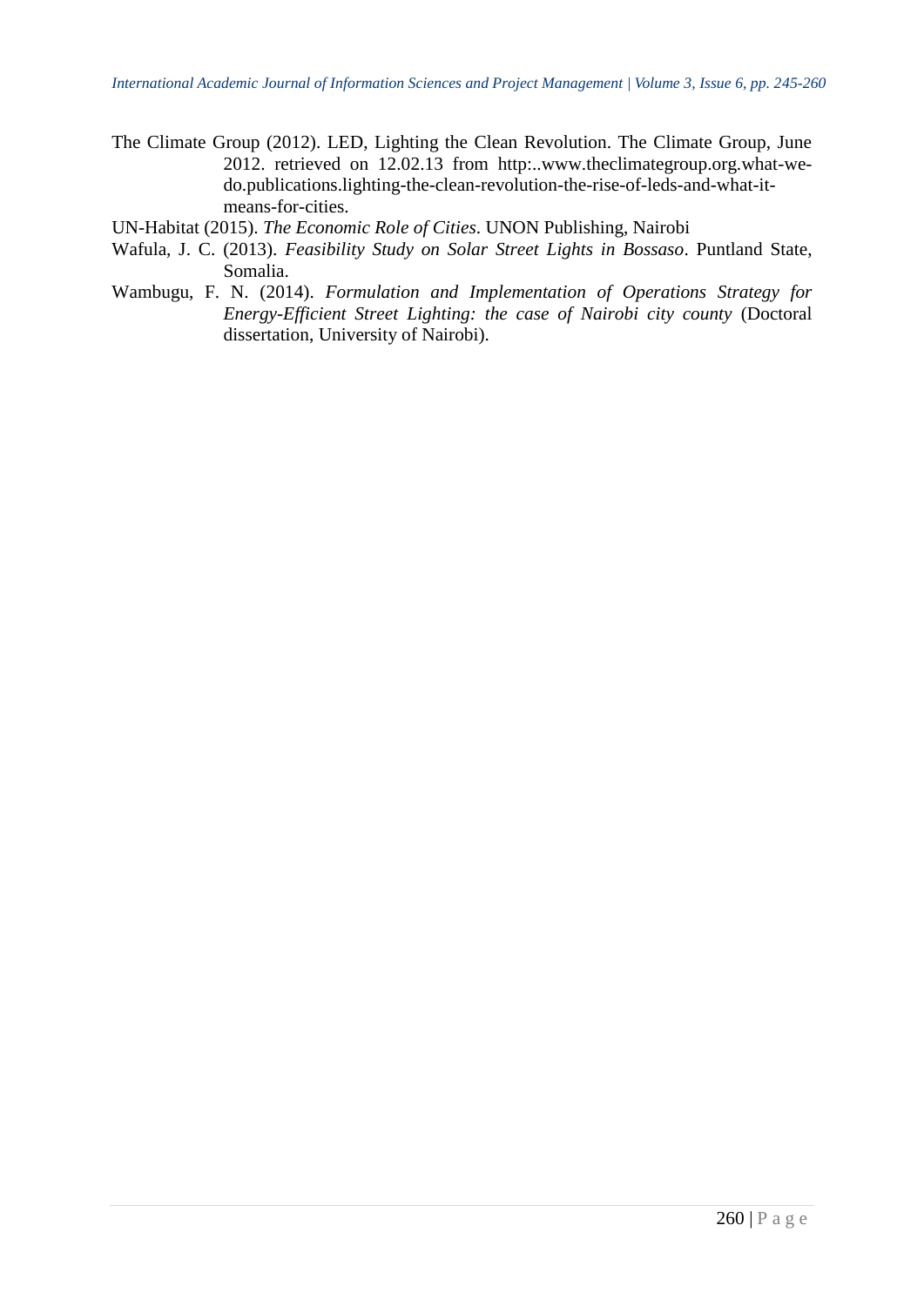The Climate Group (2012). LED, Lighting the Clean Revolution. The Climate Group, June 2012. retrieved on 12.02.13 from http:..www.theclimategroup.org.what-we-do.publications.lighting-the-clean-revolution-the-rise-of-leds-and-what-it-means-for-cities.

UN-Habitat (2015). *The Economic Role of Cities*. UNON Publishing, Nairobi

Wafula, J. C. (2013). *Feasibility Study on Solar Street Lights in Bossaso*. Puntland State, Somalia.

Wambugu, F. N. (2014). *Formulation and Implementation of Operations Strategy for Energy-Efficient Street Lighting: the case of Nairobi city county* (Doctoral dissertation, University of Nairobi).